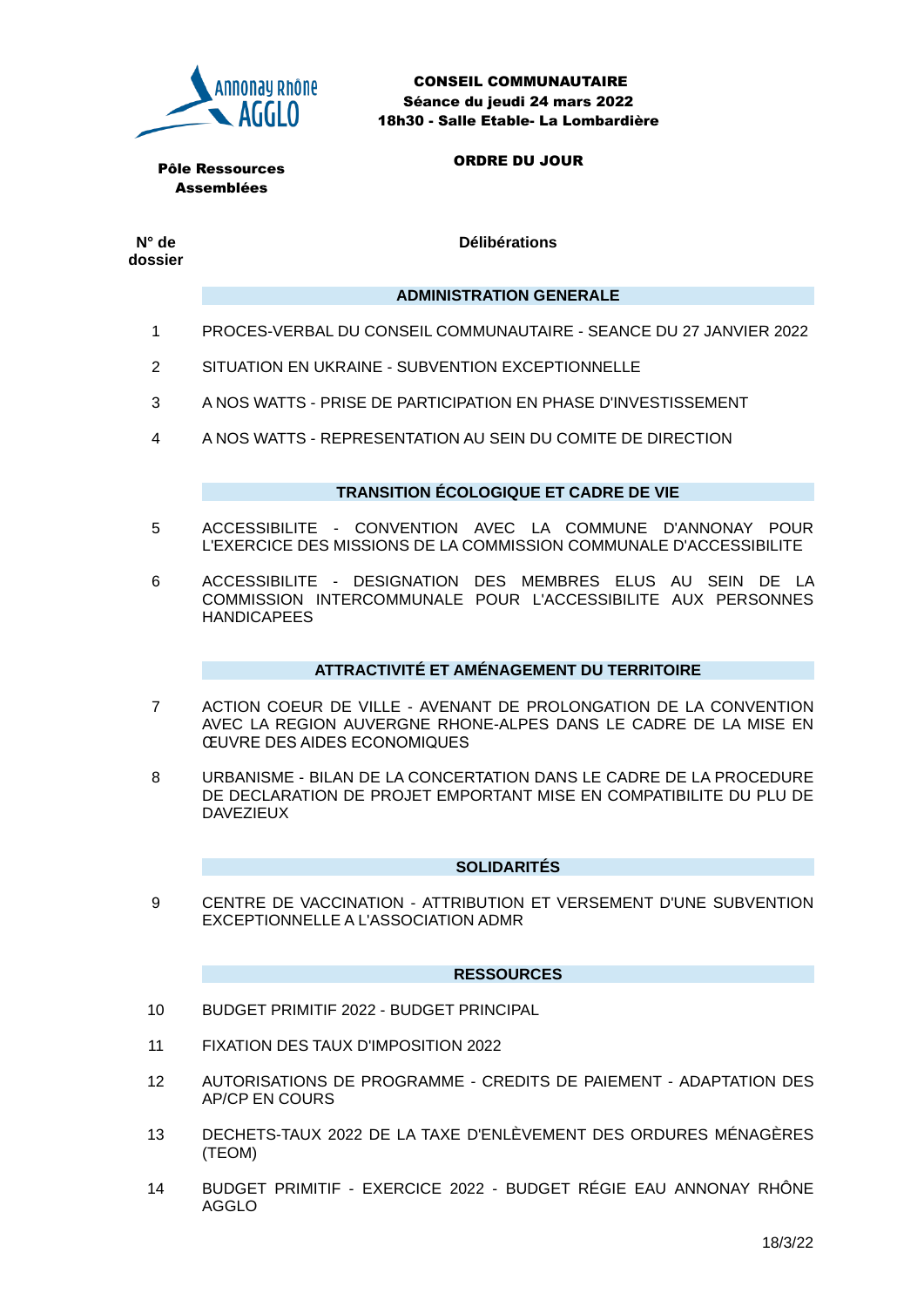Annonay Rhône AGGLO

**CONSEIL COMMUNAUTAIRE**
**Séance du jeudi 24 mars 2022**
**18h30 - Salle Etable- La Lombardière**

**Pôle Ressources Assemblées**

**ORDRE DU JOUR**

| N° de dossier | Délibérations |
|---|---|
| | **ADMINISTRATION GENERALE** |
| 1 | PROCES-VERBAL DU CONSEIL COMMUNAUTAIRE - SEANCE DU 27 JANVIER 2022 |
| 2 | SITUATION EN UKRAINE - SUBVENTION EXCEPTIONNELLE |
| 3 | A NOS WATTS - PRISE DE PARTICIPATION EN PHASE D'INVESTISSEMENT |
| 4 | A NOS WATTS - REPRESENTATION AU SEIN DU COMITE DE DIRECTION |
| | **TRANSITION ÉCOLOGIQUE ET CADRE DE VIE** |
| 5 | ACCESSIBILITE - CONVENTION AVEC LA COMMUNE D'ANNONAY POUR L'EXERCICE DES MISSIONS DE LA COMMISSION COMMUNALE D'ACCESSIBILITE |
| 6 | ACCESSIBILITE - DESIGNATION DES MEMBRES ELUS AU SEIN DE LA COMMISSION INTERCOMMUNALE POUR L'ACCESSIBILITE AUX PERSONNES HANDICAPEES |
| | **ATTRACTIVITÉ ET AMÉNAGEMENT DU TERRITOIRE** |
| 7 | ACTION COEUR DE VILLE - AVENANT DE PROLONGATION DE LA CONVENTION AVEC LA REGION AUVERGNE RHONE-ALPES DANS LE CADRE DE LA MISE EN ŒUVRE DES AIDES ECONOMIQUES |
| 8 | URBANISME - BILAN DE LA CONCERTATION DANS LE CADRE DE LA PROCEDURE DE DECLARATION DE PROJET EMPORTANT MISE EN COMPATIBILITE DU PLU DE DAVEZIEUX |
| | **SOLIDARITÉS** |
| 9 | CENTRE DE VACCINATION - ATTRIBUTION ET VERSEMENT D'UNE SUBVENTION EXCEPTIONNELLE A L'ASSOCIATION ADMR |
| | **RESSOURCES** |
| 10 | BUDGET PRIMITIF 2022 - BUDGET PRINCIPAL |
| 11 | FIXATION DES TAUX D'IMPOSITION 2022 |
| 12 | AUTORISATIONS DE PROGRAMME - CREDITS DE PAIEMENT - ADAPTATION DES AP/CP EN COURS |
| 13 | DECHETS-TAUX 2022 DE LA TAXE D'ENLÈVEMENT DES ORDURES MÉNAGÈRES (TEOM) |
| 14 | BUDGET PRIMITIF - EXERCICE 2022 - BUDGET RÉGIE EAU ANNONAY RHÔNE AGGLO |

18/3/22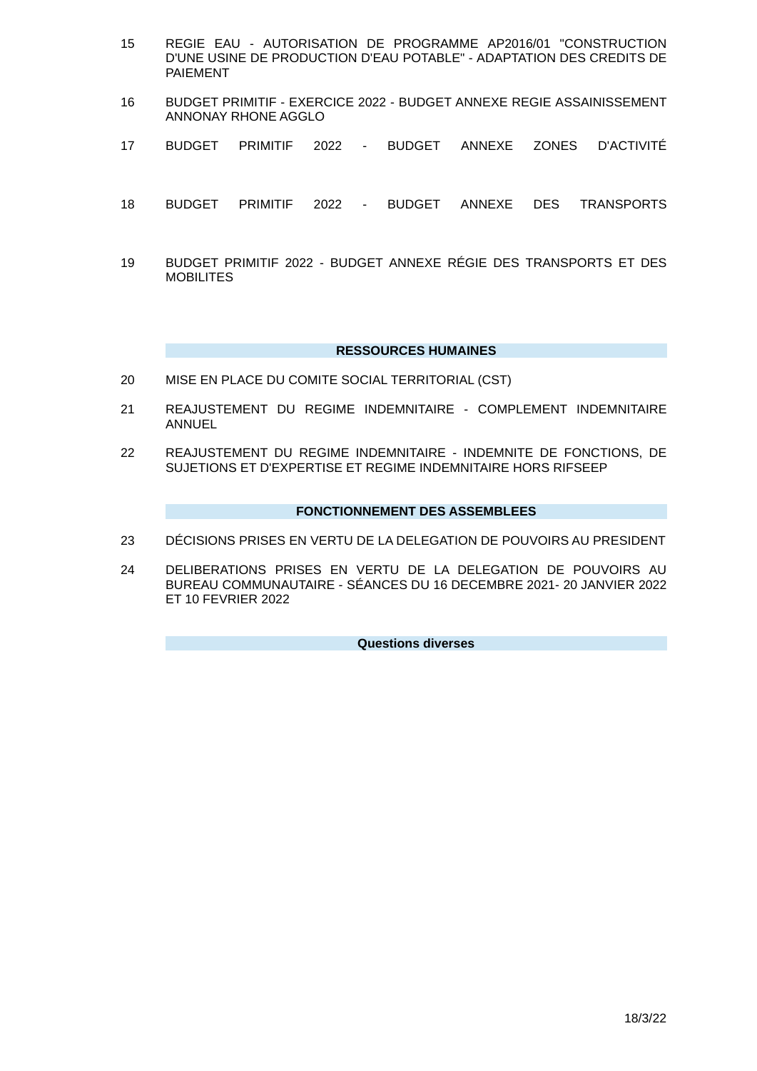15 REGIE EAU - AUTORISATION DE PROGRAMME AP2016/01 "CONSTRUCTION D'UNE USINE DE PRODUCTION D'EAU POTABLE" - ADAPTATION DES CREDITS DE PAIEMENT

16 BUDGET PRIMITIF - EXERCICE 2022 - BUDGET ANNEXE REGIE ASSAINISSEMENT ANNONAY RHONE AGGLO

17 BUDGET PRIMITIF 2022 - BUDGET ANNEXE ZONES D'ACTIVITÉ

18 BUDGET PRIMITIF 2022 - BUDGET ANNEXE DES TRANSPORTS

19 BUDGET PRIMITIF 2022 - BUDGET ANNEXE RÉGIE DES TRANSPORTS ET DES MOBILITES

## RESSOURCES HUMAINES

20 MISE EN PLACE DU COMITE SOCIAL TERRITORIAL (CST)

21 REAJUSTEMENT DU REGIME INDEMNITAIRE - COMPLEMENT INDEMNITAIRE ANNUEL

22 REAJUSTEMENT DU REGIME INDEMNITAIRE - INDEMNITE DE FONCTIONS, DE SUJETIONS ET D'EXPERTISE ET REGIME INDEMNITAIRE HORS RIFSEEP

## FONCTIONNEMENT DES ASSEMBLEES

23 DÉCISIONS PRISES EN VERTU DE LA DELEGATION DE POUVOIRS AU PRESIDENT

24 DELIBERATIONS PRISES EN VERTU DE LA DELEGATION DE POUVOIRS AU BUREAU COMMUNAUTAIRE - SÉANCES DU 16 DECEMBRE 2021- 20 JANVIER 2022 ET 10 FEVRIER 2022

## Questions diverses

18/3/22